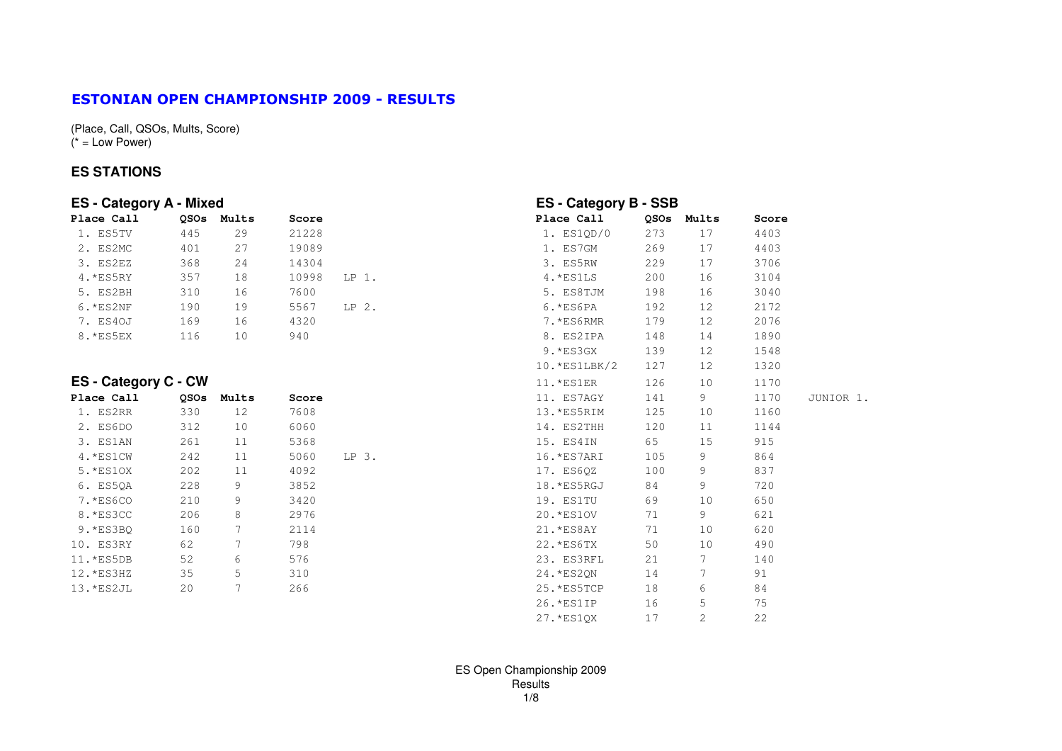# ESTONIAN OPEN CHAMPIONSHIP 2009 - RESULTS

(Place, Call, QSOs, Mults, Score)
(* = Low Power)

## ES STATIONS

### ES - Category A - Mixed

| Place | Call | QSOs | Mults | Score | |
|---|---|---|---|---|---|
| 1. | ES5TV | 445 | 29 | 21228 | |
| 2. | ES2MC | 401 | 27 | 19089 | |
| 3. | ES2EZ | 368 | 24 | 14304 | |
| 4. | *ES5RY | 357 | 18 | 10998 | LP 1. |
| 5. | ES2BH | 310 | 16 | 7600 | |
| 6. | *ES2NF | 190 | 19 | 5567 | LP 2. |
| 7. | ES4OJ | 169 | 16 | 4320 | |
| 8. | *ES5EX | 116 | 10 | 940 | |

### ES - Category C - CW

| Place | Call | QSOs | Mults | Score | |
|---|---|---|---|---|---|
| 1. | ES2RR | 330 | 12 | 7608 | |
| 2. | ES6DO | 312 | 10 | 6060 | |
| 3. | ES1AN | 261 | 11 | 5368 | |
| 4. | *ES1CW | 242 | 11 | 5060 | LP 3. |
| 5. | *ES1OX | 202 | 11 | 4092 | |
| 6. | ES5QA | 228 | 9 | 3852 | |
| 7. | *ES6CO | 210 | 9 | 3420 | |
| 8. | *ES3CC | 206 | 8 | 2976 | |
| 9. | *ES3BQ | 160 | 7 | 2114 | |
| 10. | ES3RY | 62 | 7 | 798 | |
| 11. | *ES5DB | 52 | 6 | 576 | |
| 12. | *ES3HZ | 35 | 5 | 310 | |
| 13. | *ES2JL | 20 | 7 | 266 | |

### ES - Category B - SSB

| Place | Call | QSOs | Mults | Score | |
|---|---|---|---|---|---|
| 1. | ES1QD/0 | 273 | 17 | 4403 | |
| 1. | ES7GM | 269 | 17 | 4403 | |
| 3. | ES5RW | 229 | 17 | 3706 | |
| 4. | *ES1LS | 200 | 16 | 3104 | |
| 5. | ES8TJM | 198 | 16 | 3040 | |
| 6. | *ES6PA | 192 | 12 | 2172 | |
| 7. | *ES6RMR | 179 | 12 | 2076 | |
| 8. | ES2IPA | 148 | 14 | 1890 | |
| 9. | *ES3GX | 139 | 12 | 1548 | |
| 10. | *ES1LBK/2 | 127 | 12 | 1320 | |
| 11. | *ES1ER | 126 | 10 | 1170 | |
| 11. | ES7AGY | 141 | 9 | 1170 | JUNIOR 1. |
| 13. | *ES5RIM | 125 | 10 | 1160 | |
| 14. | ES2THH | 120 | 11 | 1144 | |
| 15. | ES4IN | 65 | 15 | 915 | |
| 16. | *ES7ARI | 105 | 9 | 864 | |
| 17. | ES6QZ | 100 | 9 | 837 | |
| 18. | *ES5RGJ | 84 | 9 | 720 | |
| 19. | ES1TU | 69 | 10 | 650 | |
| 20. | *ES1OV | 71 | 9 | 621 | |
| 21. | *ES8AY | 71 | 10 | 620 | |
| 22. | *ES6TX | 50 | 10 | 490 | |
| 23. | ES3RFL | 21 | 7 | 140 | |
| 24. | *ES2QN | 14 | 7 | 91 | |
| 25. | *ES5TCP | 18 | 6 | 84 | |
| 26. | *ES1IP | 16 | 5 | 75 | |
| 27. | *ES1QX | 17 | 2 | 22 | |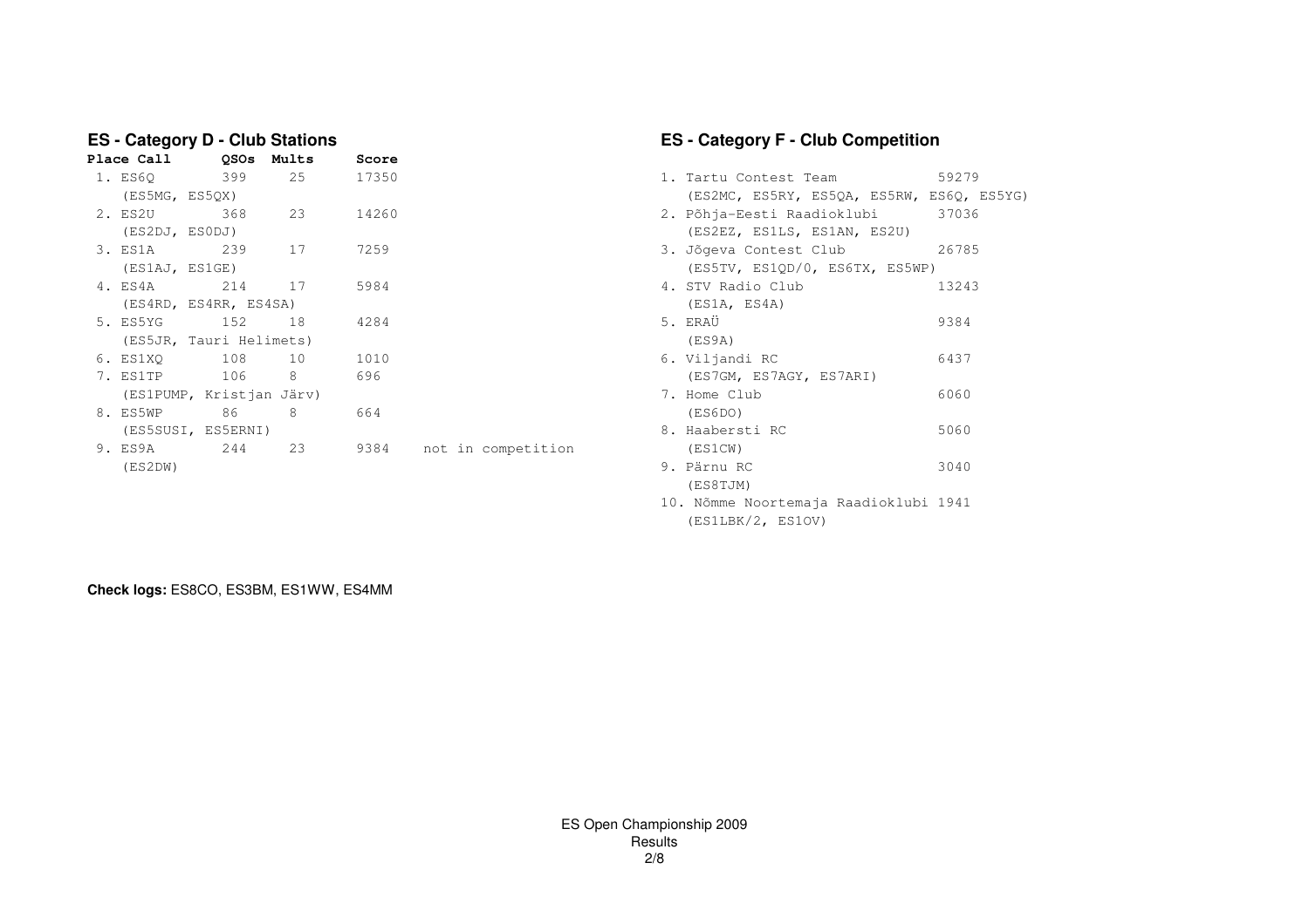## ES - Category D - Club Stations

| Place | Call | QSOs | Mults | Score | |
|---|---|---|---|---|---|
| 1. | ES6Q (ES5MG, ES5QX) | 399 | 25 | 17350 | |
| 2. | ES2U (ES2DJ, ES0DJ) | 368 | 23 | 14260 | |
| 3. | ES1A (ES1AJ, ES1GE) | 239 | 17 | 7259 | |
| 4. | ES4A (ES4RD, ES4RR, ES4SA) | 214 | 17 | 5984 | |
| 5. | ES5YG (ES5JR, Tauri Helimets) | 152 | 18 | 4284 | |
| 6. | ES1XQ | 108 | 10 | 1010 | |
| 7. | ES1TP (ES1PUMP, Kristjan Järv) | 106 | 8 | 696 | |
| 8. | ES5WP (ES5SUSI, ES5ERNI) | 86 | 8 | 664 | |
| 9. | ES9A (ES2DW) | 244 | 23 | 9384 | not in competition |

## ES - Category F - Club Competition

| Place | Club | Score |
|---|---|---|
| 1. | Tartu Contest Team (ES2MC, ES5RY, ES5QA, ES5RW, ES6Q, ES5YG) | 59279 |
| 2. | Põhja-Eesti Raadioklubi (ES2EZ, ES1LS, ES1AN, ES2U) | 37036 |
| 3. | Jõgeva Contest Club (ES5TV, ES1QD/0, ES6TX, ES5WP) | 26785 |
| 4. | STV Radio Club (ES1A, ES4A) | 13243 |
| 5. | ERAÜ (ES9A) | 9384 |
| 6. | Viljandi RC (ES7GM, ES7AGY, ES7ARI) | 6437 |
| 7. | Home Club (ES6DO) | 6060 |
| 8. | Haabersti RC (ES1CW) | 5060 |
| 9. | Pärnu RC (ES8TJM) | 3040 |
| 10. | Nõmme Noortemaja Raadioklubi (ES1LBK/2, ES1OV) | 1941 |

**Check logs:** ES8CO, ES3BM, ES1WW, ES4MM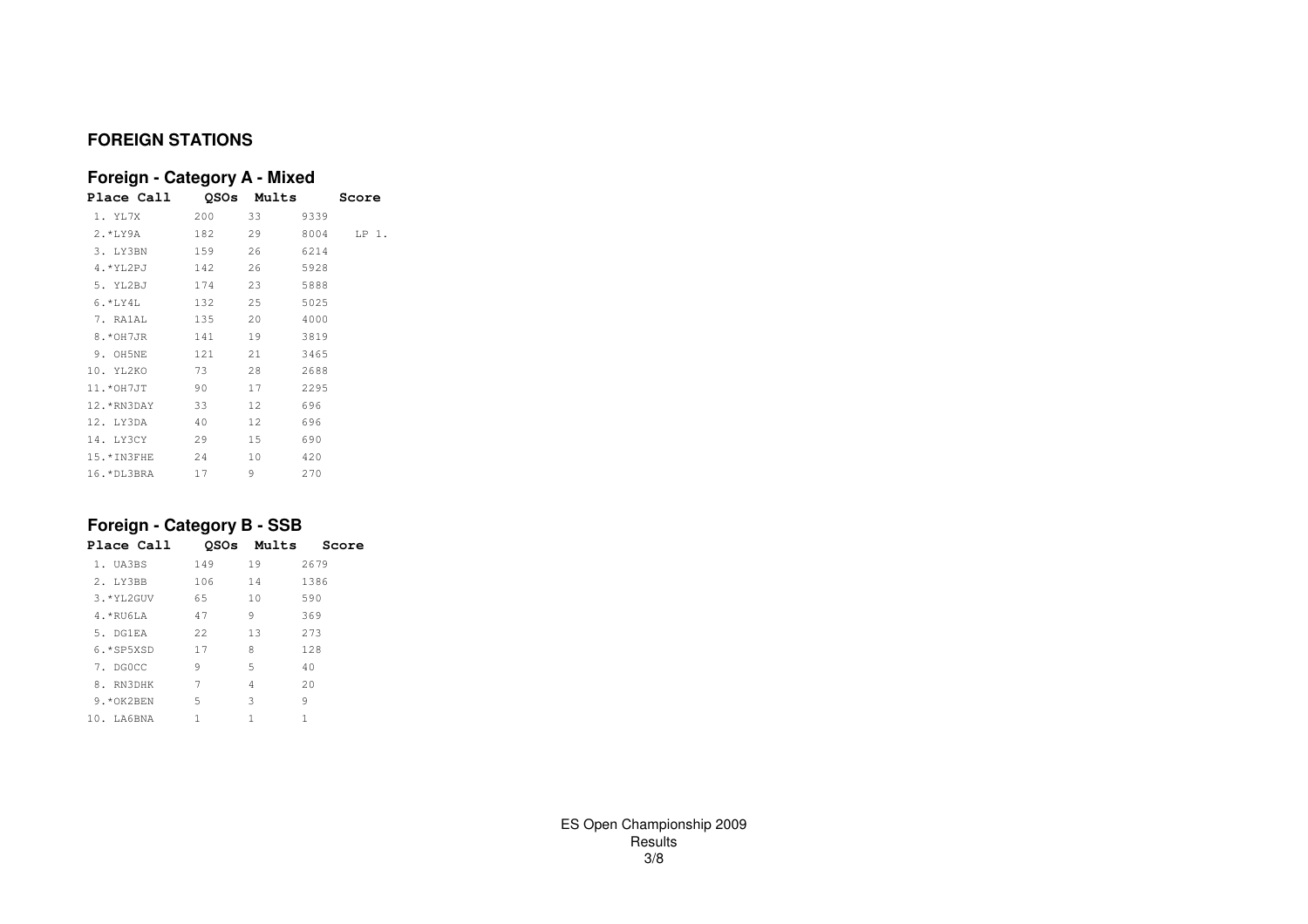## FOREIGN STATIONS

### Foreign - Category A - Mixed

| Place | Call | QSOs | Mults | Score | |
|---|---|---|---|---|---|
| 1. | YL7X | 200 | 33 | 9339 | |
| 2. | *LY9A | 182 | 29 | 8004 | LP 1. |
| 3. | LY3BN | 159 | 26 | 6214 | |
| 4. | *YL2PJ | 142 | 26 | 5928 | |
| 5. | YL2BJ | 174 | 23 | 5888 | |
| 6. | *LY4L | 132 | 25 | 5025 | |
| 7. | RA1AL | 135 | 20 | 4000 | |
| 8. | *OH7JR | 141 | 19 | 3819 | |
| 9. | OH5NE | 121 | 21 | 3465 | |
| 10. | YL2KO | 73 | 28 | 2688 | |
| 11. | *OH7JT | 90 | 17 | 2295 | |
| 12. | *RN3DAY | 33 | 12 | 696 | |
| 12. | LY3DA | 40 | 12 | 696 | |
| 14. | LY3CY | 29 | 15 | 690 | |
| 15. | *IN3FHE | 24 | 10 | 420 | |
| 16. | *DL3BRA | 17 | 9 | 270 | |

### Foreign - Category B - SSB

| Place | Call | QSOs | Mults | Score |
|---|---|---|---|---|
| 1. | UA3BS | 149 | 19 | 2679 |
| 2. | LY3BB | 106 | 14 | 1386 |
| 3. | *YL2GUV | 65 | 10 | 590 |
| 4. | *RU6LA | 47 | 9 | 369 |
| 5. | DG1EA | 22 | 13 | 273 |
| 6. | *SP5XSD | 17 | 8 | 128 |
| 7. | DG0CC | 9 | 5 | 40 |
| 8. | RN3DHK | 7 | 4 | 20 |
| 9. | *OK2BEN | 5 | 3 | 9 |
| 10. | LA6BNA | 1 | 1 | 1 |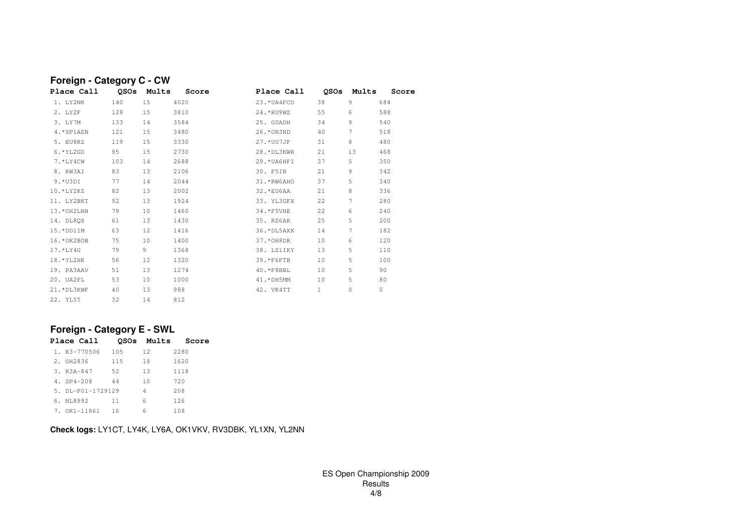## Foreign - Category C - CW

| Place | Call | QSOs | Mults | Score |
|---|---|---|---|---|
| 1. | LY2NK | 140 | 15 | 4020 |
| 2. | LY2F | 128 | 15 | 3810 |
| 3. | LY7M | 133 | 14 | 3584 |
| 4. | *SP1AEN | 121 | 15 | 3480 |
| 5. | EU8RZ | 119 | 15 | 3330 |
| 6. | *YL2GD | 95 | 15 | 2730 |
| 7. | *LY4CW | 103 | 14 | 2688 |
| 8. | RW3AI | 83 | 13 | 2106 |
| 9. | *U3DI | 77 | 14 | 2044 |
| 10. | *LY2KZ | 82 | 13 | 2002 |
| 11. | LY2BKT | 92 | 13 | 1924 |
| 13. | *OH2LNH | 79 | 10 | 1460 |
| 14. | DL8QS | 61 | 13 | 1430 |
| 15. | *DD1IM | 63 | 12 | 1416 |
| 16. | *OK2BOB | 75 | 10 | 1400 |
| 17. | *LY4G | 79 | 9 | 1368 |
| 18. | *YL2HK | 56 | 12 | 1320 |
| 19. | PA3AAV | 51 | 13 | 1274 |
| 20. | UA2FL | 53 | 10 | 1000 |
| 21. | *DL3KWF | 40 | 13 | 988 |
| 22. | YL5T | 32 | 14 | 812 |
| 23. | *UA4FCO | 38 | 9 | 684 |
| 24. | *RU9WZ | 55 | 6 | 588 |
| 25. | G0ADH | 34 | 9 | 540 |
| 26. | *ON3ND | 40 | 7 | 518 |
| 27. | *UU7JF | 31 | 8 | 480 |
| 28. | *DL3KWR | 21 | 13 | 468 |
| 29. | *UA6HFI | 37 | 5 | 350 |
| 30. | F5IN | 21 | 9 | 342 |
| 31. | *RW6AHO | 37 | 5 | 340 |
| 32. | *EU6AA | 21 | 8 | 336 |
| 33. | YL3GFX | 22 | 7 | 280 |
| 34. | *F5VHE | 22 | 6 | 240 |
| 35. | RZ6AK | 25 | 5 | 200 |
| 36. | *DL5AXX | 14 | 7 | 182 |
| 37. | *OH8DR | 10 | 6 | 120 |
| 38. | LZ1IKY | 13 | 5 | 110 |
| 39. | *F6FTB | 10 | 5 | 100 |
| 40. | *F8BBL | 10 | 5 | 90 |
| 41. | *DH5MM | 10 | 5 | 80 |
| 42. | VK4TT | 1 | 0 | 0 |

## Foreign - Category E - SWL

| Place | Call | QSOs | Mults | Score |
|---|---|---|---|---|
| 1. | R3-770506 | 105 | 12 | 2280 |
| 2. | OH2836 | 115 | 18 | 1620 |
| 3. | R3A-847 | 52 | 13 | 1118 |
| 4. | SP4-208 | 44 | 10 | 720 |
| 5. | DL-P01-1729129 | | 4 | 208 |
| 6. | NL8992 | 11 | 6 | 126 |
| 7. | OK1-11861 | 16 | 6 | 108 |

**Check logs:** LY1CT, LY4K, LY6A, OK1VKV, RV3DBK, YL1XN, YL2NN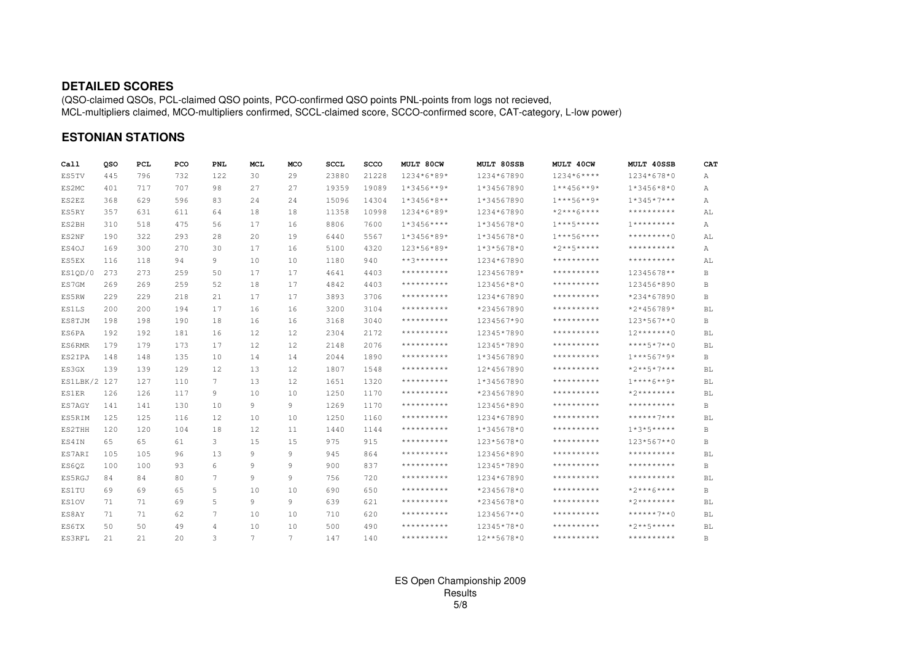## DETAILED SCORES

(QSO-claimed QSOs, PCL-claimed QSO points, PCO-confirmed QSO points PNL-points from logs not recieved, MCL-multipliers claimed, MCO-multipliers confirmed, SCCL-claimed score, SCCO-confirmed score, CAT-category, L-low power)

## ESTONIAN STATIONS

| Call | QSO | PCL | PCO | PNL | MCL | MCO | SCCL | SCCO | MULT 80CW | MULT 80SSB | MULT 40CW | MULT 40SSB | CAT |
|---|---|---|---|---|---|---|---|---|---|---|---|---|---|
| ES5TV | 445 | 796 | 732 | 122 | 30 | 29 | 23880 | 21228 | 1234*6*89* | 1234*67890 | 1234*6**** | 1234*678*0 | A |
| ES2MC | 401 | 717 | 707 | 98 | 27 | 27 | 19359 | 19089 | 1*3456**9* | 1*34567890 | 1**456**9* | 1*3456*8*0 | A |
| ES2EZ | 368 | 629 | 596 | 83 | 24 | 24 | 15096 | 14304 | 1*3456*8** | 1*34567890 | 1***56**9* | 1*345*7*** | A |
| ES5RY | 357 | 631 | 611 | 64 | 18 | 18 | 11358 | 10998 | 1234*6*89* | 1234*67890 | *2***6**** | ********** | AL |
| ES2BH | 310 | 518 | 475 | 56 | 17 | 16 | 8806 | 7600 | 1*3456**** | 1*345678*0 | 1***5***** | 1********* | A |
| ES2NF | 190 | 322 | 293 | 28 | 20 | 19 | 6440 | 5567 | 1*3456*89* | 1*345678*0 | 1***56**** | *********0 | AL |
| ES4OJ | 169 | 300 | 270 | 30 | 17 | 16 | 5100 | 4320 | 123*56*89* | 1*3*5678*0 | *2**5***** | ********** | A |
| ES5EX | 116 | 118 | 94 | 9 | 10 | 10 | 1180 | 940 | **3******* | 1234*67890 | ********** | ********** | AL |
| ES1QD/0 | 273 | 273 | 259 | 50 | 17 | 17 | 4641 | 4403 | ********** | 123456789* | ********** | 12345678** | B |
| ES7GM | 269 | 269 | 259 | 52 | 18 | 17 | 4842 | 4403 | ********** | 123456*8*0 | ********** | 123456*890 | B |
| ES5RW | 229 | 229 | 218 | 21 | 17 | 17 | 3893 | 3706 | ********** | 1234*67890 | ********** | *234*67890 | B |
| ES1LS | 200 | 200 | 194 | 17 | 16 | 16 | 3200 | 3104 | ********** | *234567890 | ********** | *2*456789* | BL |
| ES8TJM | 198 | 198 | 190 | 18 | 16 | 16 | 3168 | 3040 | ********** | 1234567*90 | ********** | 123*567**0 | B |
| ES6PA | 192 | 192 | 181 | 16 | 12 | 12 | 2304 | 2172 | ********** | 12345*7890 | ********** | 12*******0 | BL |
| ES6RMR | 179 | 179 | 173 | 17 | 12 | 12 | 2148 | 2076 | ********** | 12345*7890 | ********** | ****5*7**0 | BL |
| ES2IPA | 148 | 148 | 135 | 10 | 14 | 14 | 2044 | 1890 | ********** | 1*34567890 | ********** | 1***567*9* | B |
| ES3GX | 139 | 139 | 129 | 12 | 13 | 12 | 1807 | 1548 | ********** | 12*4567890 | ********** | *2**5*7*** | BL |
| ES1LBK/2 | 127 | 127 | 110 | 7 | 13 | 12 | 1651 | 1320 | ********** | 1*34567890 | ********** | 1****6**9* | BL |
| ES1ER | 126 | 126 | 117 | 9 | 10 | 10 | 1250 | 1170 | ********** | *234567890 | ********** | *2******** | BL |
| ES7AGY | 141 | 141 | 130 | 10 | 9 | 9 | 1269 | 1170 | ********** | 123456*890 | ********** | ********** | B |
| ES5RIM | 125 | 125 | 116 | 12 | 10 | 10 | 1250 | 1160 | ********** | 1234*67890 | ********** | ******7*** | BL |
| ES2THH | 120 | 120 | 104 | 18 | 12 | 11 | 1440 | 1144 | ********** | 1*345678*0 | ********** | 1*3*5***** | B |
| ES4IN | 65 | 65 | 61 | 3 | 15 | 15 | 975 | 915 | ********** | 123*5678*0 | ********** | 123*567**0 | B |
| ES7ARI | 105 | 105 | 96 | 13 | 9 | 9 | 945 | 864 | ********** | 123456*890 | ********** | ********** | BL |
| ES6QZ | 100 | 100 | 93 | 6 | 9 | 9 | 900 | 837 | ********** | 12345*7890 | ********** | ********** | B |
| ES5RGJ | 84 | 84 | 80 | 7 | 9 | 9 | 756 | 720 | ********** | 1234*67890 | ********** | ********** | BL |
| ES1TU | 69 | 69 | 65 | 5 | 10 | 10 | 690 | 650 | ********** | *2345678*0 | ********** | *2***6**** | B |
| ES1OV | 71 | 71 | 69 | 5 | 9 | 9 | 639 | 621 | ********** | *2345678*0 | ********** | *2******** | BL |
| ES8AY | 71 | 71 | 62 | 7 | 10 | 10 | 710 | 620 | ********** | 1234567**0 | ********** | ******7**0 | BL |
| ES6TX | 50 | 50 | 49 | 4 | 10 | 10 | 500 | 490 | ********** | 12345*78*0 | ********** | *2**5***** | BL |
| ES3RFL | 21 | 21 | 20 | 3 | 7 | 7 | 147 | 140 | ********** | 12**5678*0 | ********** | ********** | B |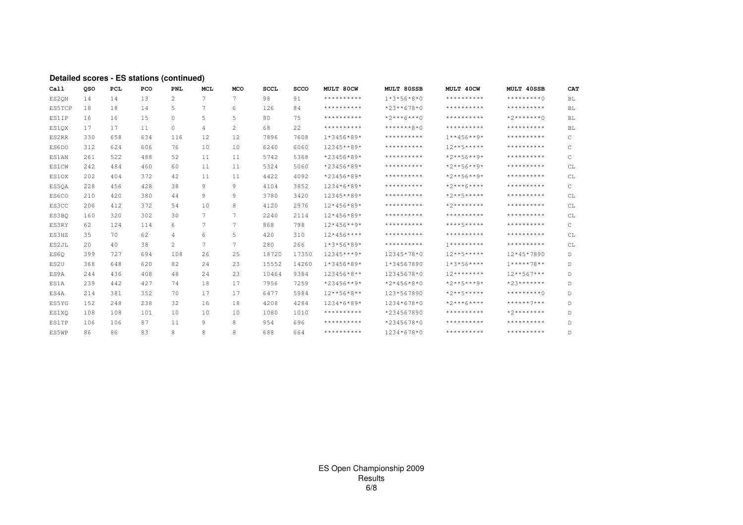**Detailed scores - ES stations (continued)**

| Call | QSO | PCL | PCO | PNL | MCL | MCO | SCCL | SCCO | MULT 80CW | MULT 80SSB | MULT 40CW | MULT 40SSB | CAT |
|---|---|---|---|---|---|---|---|---|---|---|---|---|---|
| ES2QN | 14 | 14 | 13 | 2 | 7 | 7 | 98 | 91 | ********** | 1*3*56*8*0 | ********** | *********0 | BL |
| ES5TCP | 18 | 18 | 14 | 5 | 7 | 6 | 126 | 84 | ********** | *23**678*0 | ********** | ********** | BL |
| ES1IP | 16 | 16 | 15 | 0 | 5 | 5 | 80 | 75 | ********** | *2***6***0 | ********** | *2*******0 | BL |
| ES1QX | 17 | 17 | 11 | 0 | 4 | 2 | 68 | 22 | ********** | *******8*0 | ********** | ********** | BL |
| ES2RR | 330 | 658 | 634 | 116 | 12 | 12 | 7896 | 7608 | 1*3456*89* | ********** | 1**456**9* | ********** | C |
| ES6DO | 312 | 624 | 606 | 76 | 10 | 10 | 6240 | 6060 | 12345**89* | ********** | 12**5***** | ********** | C |
| ES1AN | 261 | 522 | 488 | 52 | 11 | 11 | 5742 | 5368 | *23456*89* | ********** | *2**56**9* | ********** | C |
| ES1CW | 242 | 484 | 460 | 60 | 11 | 11 | 5324 | 5060 | *23456*89* | ********** | *2**56**9* | ********** | CL |
| ES1OX | 202 | 404 | 372 | 42 | 11 | 11 | 4422 | 4092 | *23456*89* | ********** | *2**56**9* | ********** | CL |
| ES5QA | 228 | 456 | 428 | 38 | 9 | 9 | 4104 | 3852 | 1234*6*89* | ********** | *2***6**** | ********** | C |
| ES6CO | 210 | 420 | 380 | 44 | 9 | 9 | 3780 | 3420 | 12345**89* | ********** | *2**5***** | ********** | CL |
| ES3CC | 206 | 412 | 372 | 54 | 10 | 8 | 4120 | 2976 | 12*456*89* | ********** | *2******** | ********** | CL |
| ES3BQ | 160 | 320 | 302 | 30 | 7 | 7 | 2240 | 2114 | 12*456*89* | ********** | ********** | ********** | CL |
| ES3RY | 62 | 124 | 114 | 6 | 7 | 7 | 868 | 798 | 12*456**9* | ********** | ****5***** | ********** | C |
| ES3HZ | 35 | 70 | 62 | 4 | 6 | 5 | 420 | 310 | 12*456**** | ********** | ********** | ********** | CL |
| ES2JL | 20 | 40 | 38 | 2 | 7 | 7 | 280 | 266 | 1*3*56*89* | ********** | 1********* | ********** | CL |
| ES6Q | 399 | 727 | 694 | 108 | 26 | 25 | 18720 | 17350 | 12345***9* | 12345*78*0 | 12**5***** | 12*45*7890 | D |
| ES2U | 368 | 648 | 620 | 82 | 24 | 23 | 15552 | 14260 | 1*3456*89* | 1*34567890 | 1*3*56**** | 1*****78** | D |
| ES9A | 244 | 436 | 408 | 48 | 24 | 23 | 10464 | 9384 | 123456*8** | 12345678*0 | 12******** | 12**567*** | D |
| ES1A | 239 | 442 | 427 | 74 | 18 | 17 | 7956 | 7259 | *23456**9* | *2*456*8*0 | *2**5***9* | *23******* | D |
| ES4A | 214 | 381 | 352 | 70 | 17 | 17 | 6477 | 5984 | 12**56*8** | 123*567890 | *2**5***** | *********0 | D |
| ES5YG | 152 | 248 | 238 | 32 | 16 | 18 | 4208 | 4284 | 1234*6*89* | 1234*678*0 | *2***6**** | ******7*** | D |
| ES1XQ | 108 | 108 | 101 | 10 | 10 | 10 | 1080 | 1010 | ********** | *234567890 | ********** | *2******** | D |
| ES1TP | 106 | 106 | 87 | 11 | 9 | 8 | 954 | 696 | ********** | *2345678*0 | ********** | ********** | D |
| ES5WP | 86 | 86 | 83 | 8 | 8 | 8 | 688 | 664 | ********** | 1234*678*0 | ********** | ********** | D |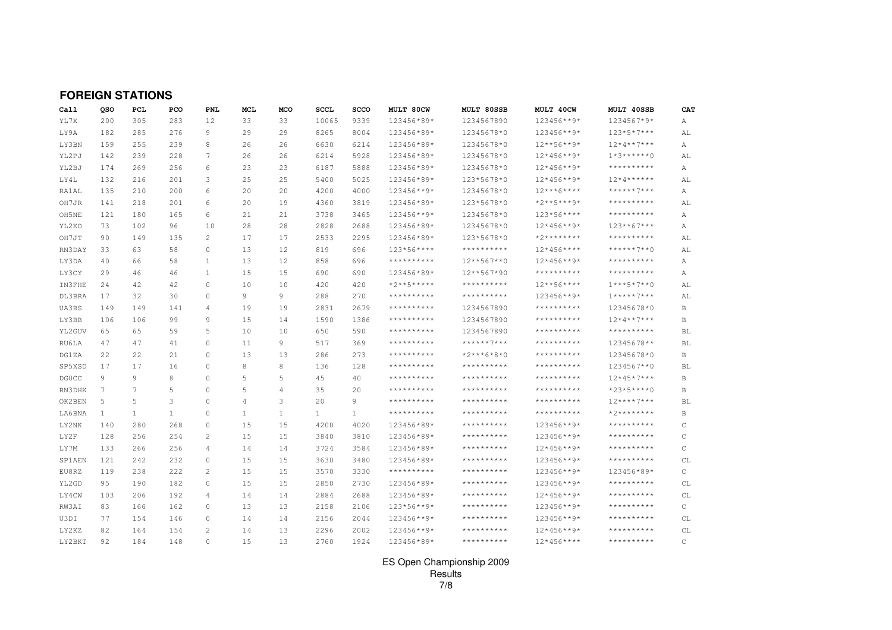## FOREIGN STATIONS

| Call | QSO | PCL | PCO | PNL | MCL | MCO | SCCL | SCCO | MULT 80CW | MULT 80SSB | MULT 40CW | MULT 40SSB | CAT |
|---|---|---|---|---|---|---|---|---|---|---|---|---|---|
| YL7X | 200 | 305 | 283 | 12 | 33 | 33 | 10065 | 9339 | 123456*89* | 1234567890 | 123456**9* | 1234567*9* | A |
| LY9A | 182 | 285 | 276 | 9 | 29 | 29 | 8265 | 8004 | 123456*89* | 12345678*0 | 123456**9* | 123*5*7*** | AL |
| LY3BN | 159 | 255 | 239 | 8 | 26 | 26 | 6630 | 6214 | 123456*89* | 12345678*0 | 12**56**9* | 12*4**7*** | A |
| YL2PJ | 142 | 239 | 228 | 7 | 26 | 26 | 6214 | 5928 | 123456*89* | 12345678*0 | 12*456**9* | 1*3******0 | AL |
| YL2BJ | 174 | 269 | 256 | 6 | 23 | 23 | 6187 | 5888 | 123456*89* | 12345678*0 | 12*456**9* | ********** | A |
| LY4L | 132 | 216 | 201 | 3 | 25 | 25 | 5400 | 5025 | 123456*89* | 123*5678*0 | 12*456**9* | 12*4****** | AL |
| RA1AL | 135 | 210 | 200 | 6 | 20 | 20 | 4200 | 4000 | 123456**9* | 12345678*0 | 12***6**** | ******7*** | A |
| OH7JR | 141 | 218 | 201 | 6 | 20 | 19 | 4360 | 3819 | 123456*89* | 123*5678*0 | *2**5***9* | ********** | AL |
| OH5NE | 121 | 180 | 165 | 6 | 21 | 21 | 3738 | 3465 | 123456**9* | 12345678*0 | 123*56**** | ********** | A |
| YL2KO | 73 | 102 | 96 | 10 | 28 | 28 | 2828 | 2688 | 123456*89* | 12345678*0 | 12*456**9* | 123**67*** | A |
| OH7JT | 90 | 149 | 135 | 2 | 17 | 17 | 2533 | 2295 | 123456*89* | 123*5678*0 | *2******** | ********** | AL |
| RN3DAY | 33 | 63 | 58 | 0 | 13 | 12 | 819 | 696 | 123*56**** | ********** | 12*456**** | ******7**0 | AL |
| LY3DA | 40 | 66 | 58 | 1 | 13 | 12 | 858 | 696 | ********** | 12**567**0 | 12*456**9* | ********** | A |
| LY3CY | 29 | 46 | 46 | 1 | 15 | 15 | 690 | 690 | 123456*89* | 12**567*90 | ********** | ********** | A |
| IN3FHE | 24 | 42 | 42 | 0 | 10 | 10 | 420 | 420 | *2**5***** | ********** | 12**56**** | 1***5*7**0 | AL |
| DL3BRA | 17 | 32 | 30 | 0 | 9 | 9 | 288 | 270 | ********** | ********** | 123456**9* | 1*****7*** | AL |
| UA3BS | 149 | 149 | 141 | 4 | 19 | 19 | 2831 | 2679 | ********** | 1234567890 | ********** | 12345678*0 | B |
| LY3BB | 106 | 106 | 99 | 9 | 15 | 14 | 1590 | 1386 | ********** | 1234567890 | ********** | 12*4**7*** | B |
| YL2GUV | 65 | 65 | 59 | 5 | 10 | 10 | 650 | 590 | ********** | 1234567890 | ********** | ********** | BL |
| RU6LA | 47 | 47 | 41 | 0 | 11 | 9 | 517 | 369 | ********** | ******7*** | ********** | 12345678** | BL |
| DG1EA | 22 | 22 | 21 | 0 | 13 | 13 | 286 | 273 | ********** | *2***6*8*0 | ********** | 12345678*0 | B |
| SP5XSD | 17 | 17 | 16 | 0 | 8 | 8 | 136 | 128 | ********** | ********** | ********** | 1234567**0 | BL |
| DG0CC | 9 | 9 | 8 | 0 | 5 | 5 | 45 | 40 | ********** | ********** | ********** | 12*45*7*** | B |
| RN3DHK | 7 | 7 | 5 | 0 | 5 | 4 | 35 | 20 | ********** | ********** | ********** | *23*5****0 | B |
| OK2BEN | 5 | 5 | 3 | 0 | 4 | 3 | 20 | 9 | ********** | ********** | ********** | 12****7*** | BL |
| LA6BNA | 1 | 1 | 1 | 0 | 1 | 1 | 1 | 1 | ********** | ********** | ********** | *2******** | B |
| LY2NK | 140 | 280 | 268 | 0 | 15 | 15 | 4200 | 4020 | 123456*89* | ********** | 123456**9* | ********** | C |
| LY2F | 128 | 256 | 254 | 2 | 15 | 15 | 3840 | 3810 | 123456*89* | ********** | 123456**9* | ********** | C |
| LY7M | 133 | 266 | 256 | 4 | 14 | 14 | 3724 | 3584 | 123456*89* | ********** | 12*456**9* | ********** | C |
| SP1AEN | 121 | 242 | 232 | 0 | 15 | 15 | 3630 | 3480 | 123456*89* | ********** | 123456**9* | ********** | CL |
| EU8RZ | 119 | 238 | 222 | 2 | 15 | 15 | 3570 | 3330 | ********** | ********** | 123456**9* | 123456*89* | C |
| YL2GD | 95 | 190 | 182 | 0 | 15 | 15 | 2850 | 2730 | 123456*89* | ********** | 123456**9* | ********** | CL |
| LY4CW | 103 | 206 | 192 | 4 | 14 | 14 | 2884 | 2688 | 123456*89* | ********** | 12*456**9* | ********** | CL |
| RW3AI | 83 | 166 | 162 | 0 | 13 | 13 | 2158 | 2106 | 123*56**9* | ********** | 123456**9* | ********** | C |
| U3DI | 77 | 154 | 146 | 0 | 14 | 14 | 2156 | 2044 | 123456**9* | ********** | 123456**9* | ********** | CL |
| LY2KZ | 82 | 164 | 154 | 2 | 14 | 13 | 2296 | 2002 | 123456**9* | ********** | 12*456**9* | ********** | CL |
| LY2BKT | 92 | 184 | 148 | 0 | 15 | 13 | 2760 | 1924 | 123456*89* | ********** | 12*456**** | ********** | C |

ES Open Championship 2009
Results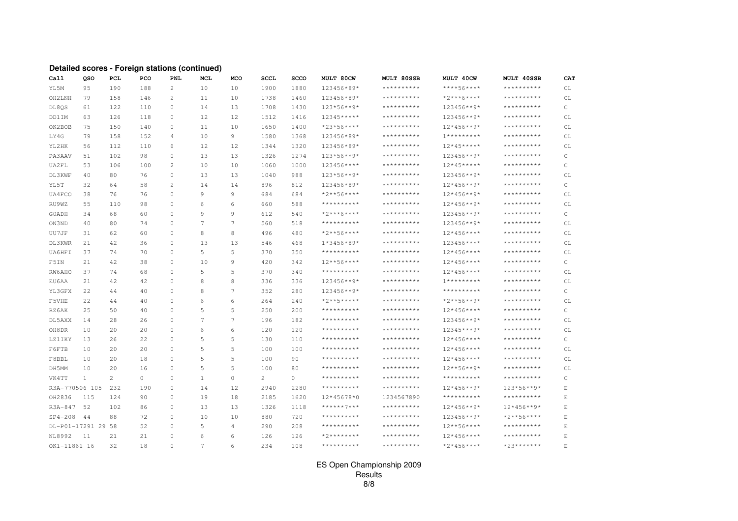**Detailed scores - Foreign stations (continued)**

| Call | QSO | PCL | PCO | PNL | MCL | MCO | SCCL | SCCO | MULT 80CW | MULT 80SSB | MULT 40CW | MULT 40SSB | CAT |
|---|---|---|---|---|---|---|---|---|---|---|---|---|---|
| YL5M | 95 | 190 | 188 | 2 | 10 | 10 | 1900 | 1880 | 123456*89* | ********** | ****56**** | ********** | CL |
| OH2LNH | 79 | 158 | 146 | 2 | 11 | 10 | 1738 | 1460 | 123456*89* | ********** | *2***6**** | ********** | CL |
| DL8QS | 61 | 122 | 110 | 0 | 14 | 13 | 1708 | 1430 | 123*56**9* | ********** | 123456**9* | ********** | C |
| DD1IM | 63 | 126 | 118 | 0 | 12 | 12 | 1512 | 1416 | 12345***** | ********** | 123456**9* | ********** | CL |
| OK2BOB | 75 | 150 | 140 | 0 | 11 | 10 | 1650 | 1400 | *23*56**** | ********** | 12*456**9* | ********** | CL |
| LY4G | 79 | 158 | 152 | 4 | 10 | 9 | 1580 | 1368 | 123456*89* | ********** | 1********* | ********** | CL |
| YL2HK | 56 | 112 | 110 | 6 | 12 | 12 | 1344 | 1320 | 123456*89* | ********** | 12*45***** | ********** | CL |
| PA3AAV | 51 | 102 | 98 | 0 | 13 | 13 | 1326 | 1274 | 123*56**9* | ********** | 123456**9* | ********** | C |
| UA2FL | 53 | 106 | 100 | 2 | 10 | 10 | 1060 | 1000 | 123456**** | ********** | 12*45***** | ********** | C |
| DL3KWF | 40 | 80 | 76 | 0 | 13 | 13 | 1040 | 988 | 123*56**9* | ********** | 123456**9* | ********** | CL |
| YL5T | 32 | 64 | 58 | 2 | 14 | 14 | 896 | 812 | 123456*89* | ********** | 12*456**9* | ********** | C |
| UA4FCO | 38 | 76 | 76 | 0 | 9 | 9 | 684 | 684 | *2**56**** | ********** | 12*456**9* | ********** | CL |
| RU9WZ | 55 | 110 | 98 | 0 | 6 | 6 | 660 | 588 | ********** | ********** | 12*456**9* | ********** | CL |
| G0ADH | 34 | 68 | 60 | 0 | 9 | 9 | 612 | 540 | *2***6**** | ********** | 123456**9* | ********** | C |
| ON3ND | 40 | 80 | 74 | 0 | 7 | 7 | 560 | 518 | ********** | ********** | 123456**9* | ********** | CL |
| UU7JF | 31 | 62 | 60 | 0 | 8 | 8 | 496 | 480 | *2**56**** | ********** | 12*456**** | ********** | CL |
| DL3KWR | 21 | 42 | 36 | 0 | 13 | 13 | 546 | 468 | 1*3456*89* | ********** | 123456**** | ********** | CL |
| UA6HFI | 37 | 74 | 70 | 0 | 5 | 5 | 370 | 350 | ********** | ********** | 12*456**** | ********** | CL |
| F5IN | 21 | 42 | 38 | 0 | 10 | 9 | 420 | 342 | 12**56**** | ********** | 12*456**** | ********** | C |
| RW6AHO | 37 | 74 | 68 | 0 | 5 | 5 | 370 | 340 | ********** | ********** | 12*456**** | ********** | CL |
| EU6AA | 21 | 42 | 42 | 0 | 8 | 8 | 336 | 336 | 123456**9* | ********** | 1********* | ********** | CL |
| YL3GFX | 22 | 44 | 40 | 0 | 8 | 7 | 352 | 280 | 123456**9* | ********** | ********** | ********** | C |
| F5VHE | 22 | 44 | 40 | 0 | 6 | 6 | 264 | 240 | *2**5***** | ********** | *2**56**9* | ********** | CL |
| RZ6AK | 25 | 50 | 40 | 0 | 5 | 5 | 250 | 200 | ********** | ********** | 12*456**** | ********** | C |
| DL5AXX | 14 | 28 | 26 | 0 | 7 | 7 | 196 | 182 | ********** | ********** | 123456**9* | ********** | CL |
| OH8DR | 10 | 20 | 20 | 0 | 6 | 6 | 120 | 120 | ********** | ********** | 12345***9* | ********** | CL |
| LZ1IKY | 13 | 26 | 22 | 0 | 5 | 5 | 130 | 110 | ********** | ********** | 12*456**** | ********** | C |
| F6FTB | 10 | 20 | 20 | 0 | 5 | 5 | 100 | 100 | ********** | ********** | 12*456**** | ********** | CL |
| F8BBL | 10 | 20 | 18 | 0 | 5 | 5 | 100 | 90 | ********** | ********** | 12*456**** | ********** | CL |
| DH5MM | 10 | 20 | 16 | 0 | 5 | 5 | 100 | 80 | ********** | ********** | 12**56**9* | ********** | CL |
| VK4TT | 1 | 2 | 0 | 0 | 1 | 0 | 2 | 0 | ********** | ********** | ********** | ********** | C |
| R3A-770506 | 105 | 232 | 190 | 0 | 14 | 12 | 2940 | 2280 | ********** | ********** | 12*456**9* | 123*56**9* | E |
| OH2836 | 115 | 124 | 90 | 0 | 19 | 18 | 2185 | 1620 | 12*45678*0 | 1234567890 | ********** | ********** | E |
| R3A-847 | 52 | 102 | 86 | 0 | 13 | 13 | 1326 | 1118 | ******7*** | ********** | 12*456**9* | 12*456**9* | E |
| SP4-208 | 44 | 88 | 72 | 0 | 10 | 10 | 880 | 720 | ********** | ********** | 123456**9* | *2**56**** | E |
| DL-P01-17291 | 29 | 58 | 52 | 0 | 5 | 4 | 290 | 208 | ********** | ********** | 12**56**** | ********** | E |
| NL8992 | 11 | 21 | 21 | 0 | 6 | 6 | 126 | 126 | *2******** | ********** | 12*456**** | ********** | E |
| OK1-11861 | 16 | 32 | 18 | 0 | 7 | 6 | 234 | 108 | ********** | ********** | *2*456**** | *23******* | E |

ES Open Championship 2009
Results